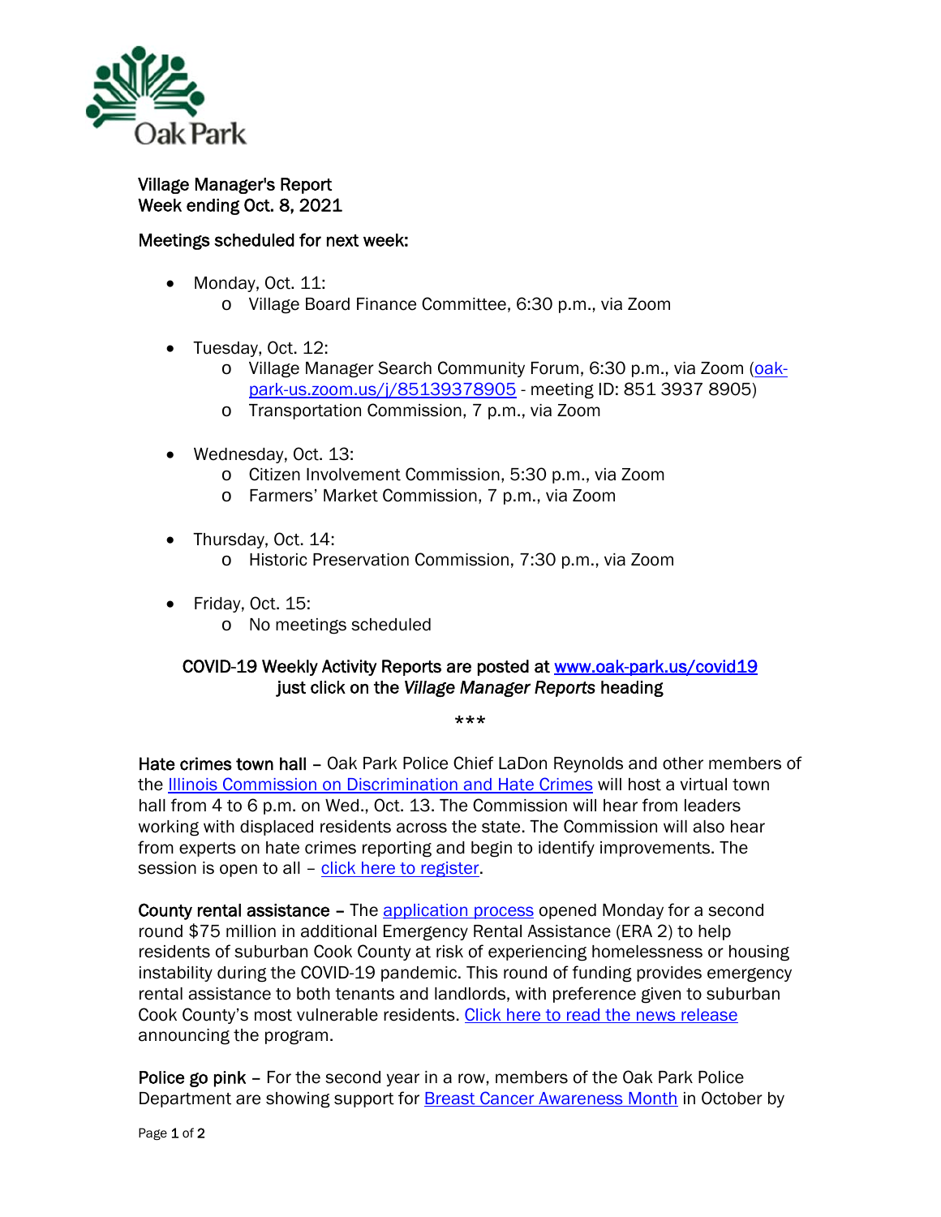Oak Park

# Village Manager's Report
## Week ending Oct. 8, 2021

### Meetings scheduled for next week:

- Monday, Oct. 11:
  - Village Board Finance Committee, 6:30 p.m., via Zoom
- Tuesday, Oct. 12:
  - Village Manager Search Community Forum, 6:30 p.m., via Zoom (oak-park-us.zoom.us/j/85139378905 - meeting ID: 851 3937 8905)
  - Transportation Commission, 7 p.m., via Zoom
- Wednesday, Oct. 13:
  - Citizen Involvement Commission, 5:30 p.m., via Zoom
  - Farmers' Market Commission, 7 p.m., via Zoom
- Thursday, Oct. 14:
  - Historic Preservation Commission, 7:30 p.m., via Zoom
- Friday, Oct. 15:
  - No meetings scheduled

**COVID-19 Weekly Activity Reports are posted at www.oak-park.us/covid19 just click on the *Village Manager Reports* heading**

***

**Hate crimes town hall** – Oak Park Police Chief LaDon Reynolds and other members of the Illinois Commission on Discrimination and Hate Crimes will host a virtual town hall from 4 to 6 p.m. on Wed., Oct. 13. The Commission will hear from leaders working with displaced residents across the state. The Commission will also hear from experts on hate crimes reporting and begin to identify improvements. The session is open to all – click here to register.

**County rental assistance** – The application process opened Monday for a second round $75 million in additional Emergency Rental Assistance (ERA 2) to help residents of suburban Cook County at risk of experiencing homelessness or housing instability during the COVID-19 pandemic. This round of funding provides emergency rental assistance to both tenants and landlords, with preference given to suburban Cook County's most vulnerable residents. Click here to read the news release announcing the program.

**Police go pink** – For the second year in a row, members of the Oak Park Police Department are showing support for Breast Cancer Awareness Month in October by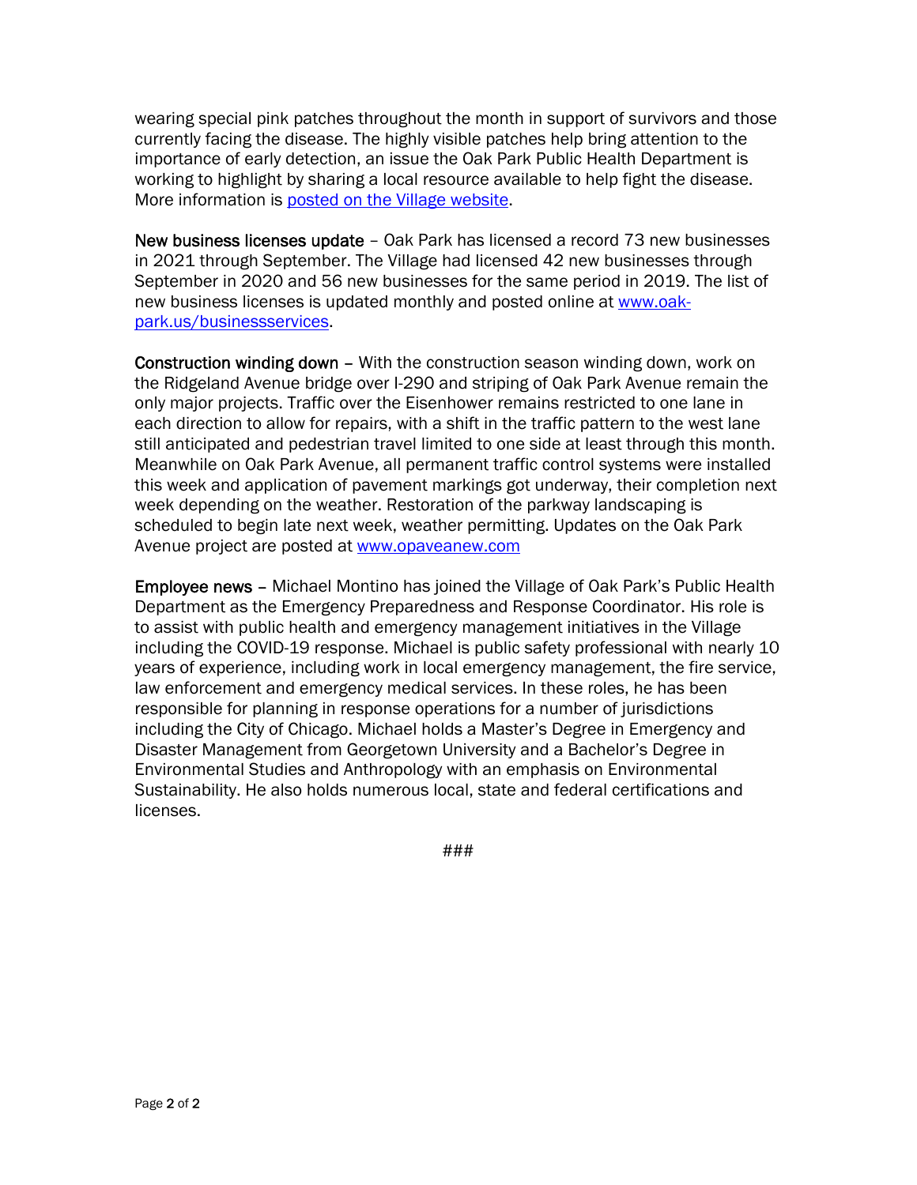wearing special pink patches throughout the month in support of survivors and those currently facing the disease. The highly visible patches help bring attention to the importance of early detection, an issue the Oak Park Public Health Department is working to highlight by sharing a local resource available to help fight the disease. More information is [posted on the Village website](#).

**New business licenses update** – Oak Park has licensed a record 73 new businesses in 2021 through September. The Village had licensed 42 new businesses through September in 2020 and 56 new businesses for the same period in 2019. The list of new business licenses is updated monthly and posted online at [www.oak-park.us/businessservices](http://www.oak-park.us/businessservices).

**Construction winding down** – With the construction season winding down, work on the Ridgeland Avenue bridge over I-290 and striping of Oak Park Avenue remain the only major projects. Traffic over the Eisenhower remains restricted to one lane in each direction to allow for repairs, with a shift in the traffic pattern to the west lane still anticipated and pedestrian travel limited to one side at least through this month. Meanwhile on Oak Park Avenue, all permanent traffic control systems were installed this week and application of pavement markings got underway, their completion next week depending on the weather. Restoration of the parkway landscaping is scheduled to begin late next week, weather permitting. Updates on the Oak Park Avenue project are posted at [www.opaveanew.com](http://www.opaveanew.com)

**Employee news** – Michael Montino has joined the Village of Oak Park's Public Health Department as the Emergency Preparedness and Response Coordinator. His role is to assist with public health and emergency management initiatives in the Village including the COVID-19 response. Michael is public safety professional with nearly 10 years of experience, including work in local emergency management, the fire service, law enforcement and emergency medical services. In these roles, he has been responsible for planning in response operations for a number of jurisdictions including the City of Chicago. Michael holds a Master's Degree in Emergency and Disaster Management from Georgetown University and a Bachelor's Degree in Environmental Studies and Anthropology with an emphasis on Environmental Sustainability. He also holds numerous local, state and federal certifications and licenses.

###